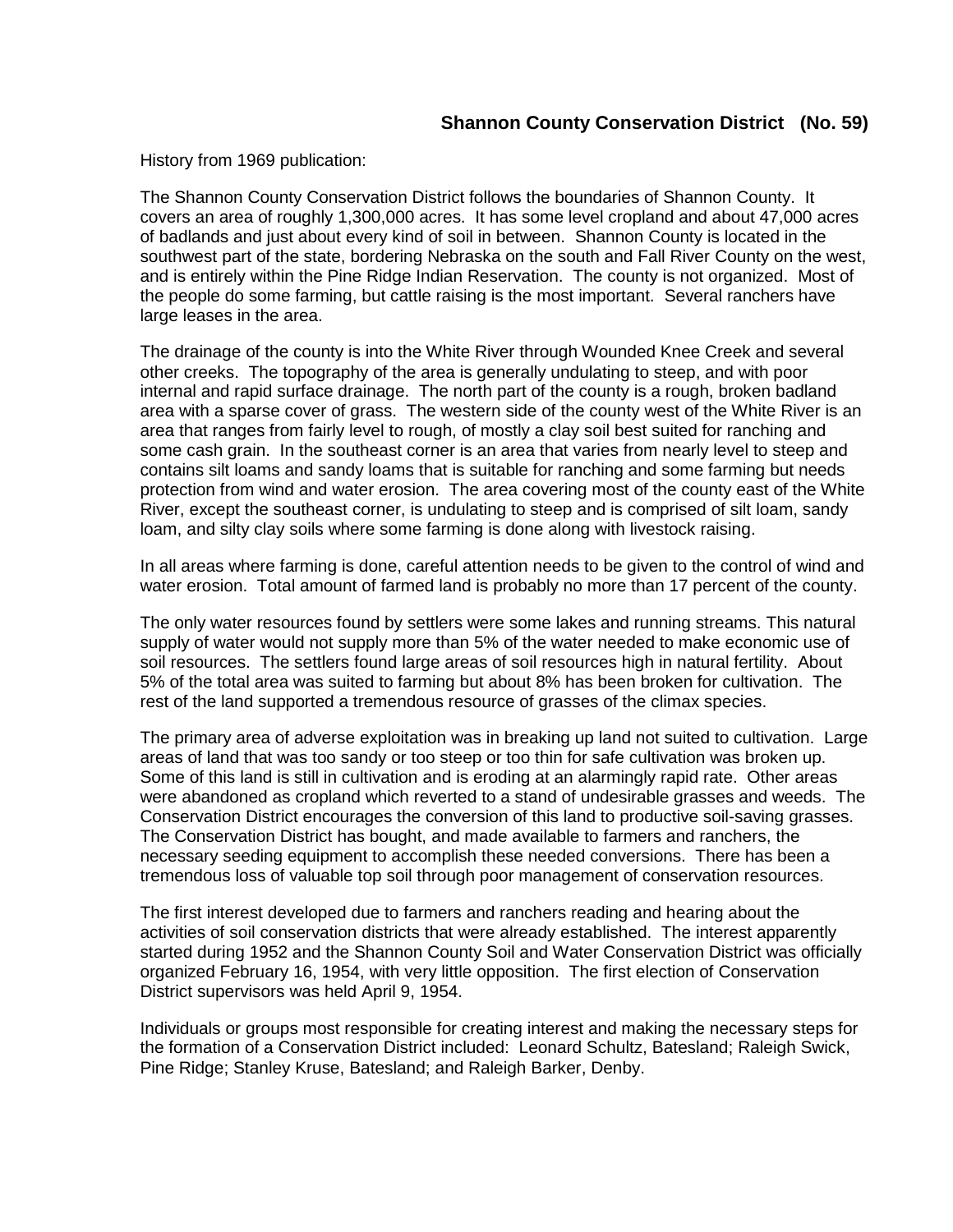## Shannon County Conservation District (No. 59)

History from 1969 publication:

The Shannon County Conservation District follows the boundaries of Shannon County. It covers an area of roughly 1,300,000 acres. It has some level cropland and about 47,000 acres of badlands and just about every kind of soil in between. Shannon County is located in the southwest part of the state, bordering Nebraska on the south and Fall River County on the west, and is entirely within the Pine Ridge Indian Reservation. The county is not organized. Most of the people do some farming, but cattle raising is the most important. Several ranchers have large leases in the area.

The drainage of the county is into the White River through Wounded Knee Creek and several other creeks. The topography of the area is generally undulating to steep, and with poor internal and rapid surface drainage. The north part of the county is a rough, broken badland area with a sparse cover of grass. The western side of the county west of the White River is an area that ranges from fairly level to rough, of mostly a clay soil best suited for ranching and some cash grain. In the southeast corner is an area that varies from nearly level to steep and contains silt loams and sandy loams that is suitable for ranching and some farming but needs protection from wind and water erosion. The area covering most of the county east of the White River, except the southeast corner, is undulating to steep and is comprised of silt loam, sandy loam, and silty clay soils where some farming is done along with livestock raising.

In all areas where farming is done, careful attention needs to be given to the control of wind and water erosion. Total amount of farmed land is probably no more than 17 percent of the county.

The only water resources found by settlers were some lakes and running streams. This natural supply of water would not supply more than 5% of the water needed to make economic use of soil resources. The settlers found large areas of soil resources high in natural fertility. About 5% of the total area was suited to farming but about 8% has been broken for cultivation. The rest of the land supported a tremendous resource of grasses of the climax species.

The primary area of adverse exploitation was in breaking up land not suited to cultivation. Large areas of land that was too sandy or too steep or too thin for safe cultivation was broken up. Some of this land is still in cultivation and is eroding at an alarmingly rapid rate. Other areas were abandoned as cropland which reverted to a stand of undesirable grasses and weeds. The Conservation District encourages the conversion of this land to productive soil-saving grasses. The Conservation District has bought, and made available to farmers and ranchers, the necessary seeding equipment to accomplish these needed conversions. There has been a tremendous loss of valuable top soil through poor management of conservation resources.

The first interest developed due to farmers and ranchers reading and hearing about the activities of soil conservation districts that were already established. The interest apparently started during 1952 and the Shannon County Soil and Water Conservation District was officially organized February 16, 1954, with very little opposition. The first election of Conservation District supervisors was held April 9, 1954.

Individuals or groups most responsible for creating interest and making the necessary steps for the formation of a Conservation District included: Leonard Schultz, Batesland; Raleigh Swick, Pine Ridge; Stanley Kruse, Batesland; and Raleigh Barker, Denby.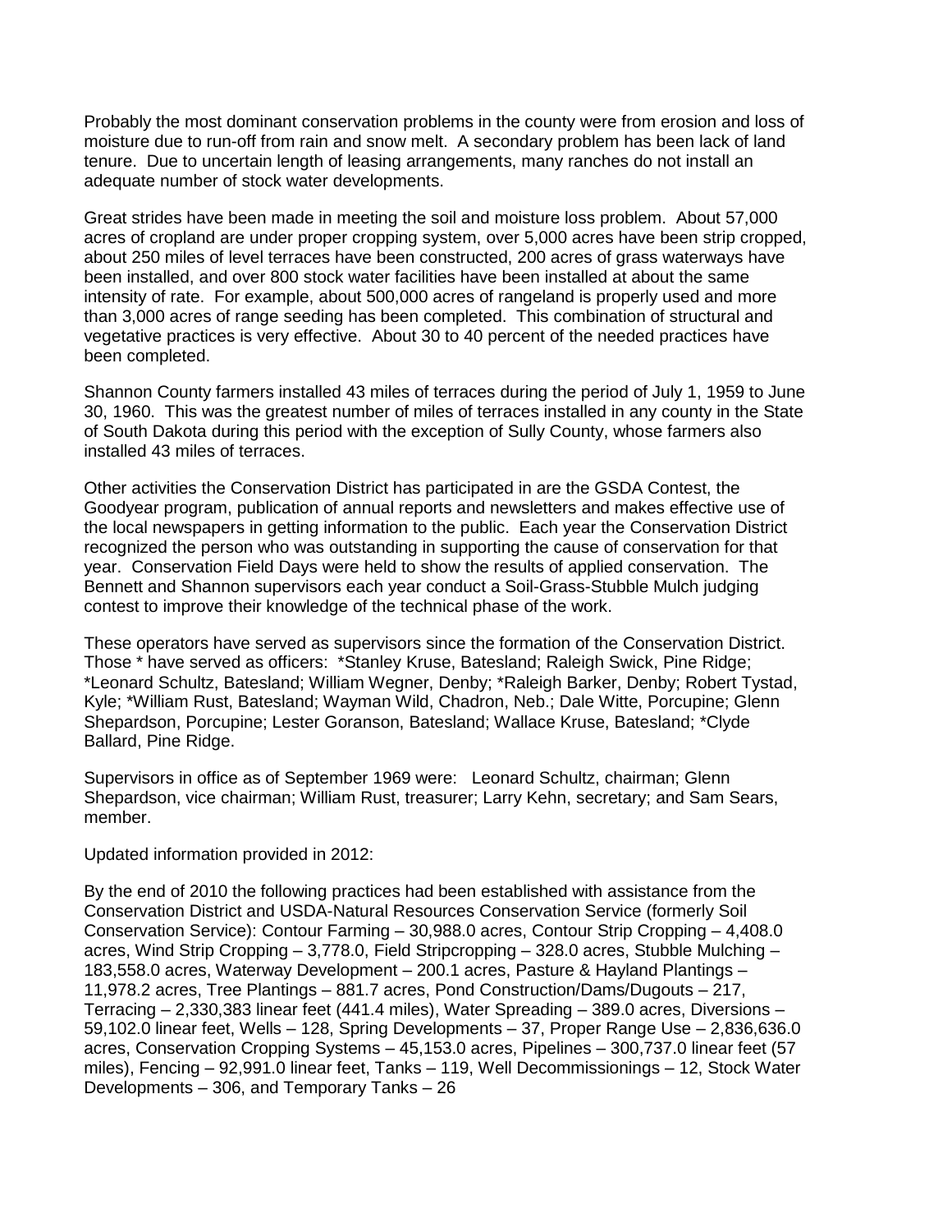Probably the most dominant conservation problems in the county were from erosion and loss of moisture due to run-off from rain and snow melt. A secondary problem has been lack of land tenure. Due to uncertain length of leasing arrangements, many ranches do not install an adequate number of stock water developments.

Great strides have been made in meeting the soil and moisture loss problem. About 57,000 acres of cropland are under proper cropping system, over 5,000 acres have been strip cropped, about 250 miles of level terraces have been constructed, 200 acres of grass waterways have been installed, and over 800 stock water facilities have been installed at about the same intensity of rate. For example, about 500,000 acres of rangeland is properly used and more than 3,000 acres of range seeding has been completed. This combination of structural and vegetative practices is very effective. About 30 to 40 percent of the needed practices have been completed.

Shannon County farmers installed 43 miles of terraces during the period of July 1, 1959 to June 30, 1960. This was the greatest number of miles of terraces installed in any county in the State of South Dakota during this period with the exception of Sully County, whose farmers also installed 43 miles of terraces.

Other activities the Conservation District has participated in are the GSDA Contest, the Goodyear program, publication of annual reports and newsletters and makes effective use of the local newspapers in getting information to the public. Each year the Conservation District recognized the person who was outstanding in supporting the cause of conservation for that year. Conservation Field Days were held to show the results of applied conservation. The Bennett and Shannon supervisors each year conduct a Soil-Grass-Stubble Mulch judging contest to improve their knowledge of the technical phase of the work.

These operators have served as supervisors since the formation of the Conservation District. Those * have served as officers: *Stanley Kruse, Batesland; Raleigh Swick, Pine Ridge; *Leonard Schultz, Batesland; William Wegner, Denby; *Raleigh Barker, Denby; Robert Tystad, Kyle; *William Rust, Batesland; Wayman Wild, Chadron, Neb.; Dale Witte, Porcupine; Glenn Shepardson, Porcupine; Lester Goranson, Batesland; Wallace Kruse, Batesland; *Clyde Ballard, Pine Ridge.

Supervisors in office as of September 1969 were: Leonard Schultz, chairman; Glenn Shepardson, vice chairman; William Rust, treasurer; Larry Kehn, secretary; and Sam Sears, member.

Updated information provided in 2012:

By the end of 2010 the following practices had been established with assistance from the Conservation District and USDA-Natural Resources Conservation Service (formerly Soil Conservation Service): Contour Farming – 30,988.0 acres, Contour Strip Cropping – 4,408.0 acres, Wind Strip Cropping – 3,778.0, Field Stripcropping – 328.0 acres, Stubble Mulching – 183,558.0 acres, Waterway Development – 200.1 acres, Pasture & Hayland Plantings – 11,978.2 acres, Tree Plantings – 881.7 acres, Pond Construction/Dams/Dugouts – 217, Terracing – 2,330,383 linear feet (441.4 miles), Water Spreading – 389.0 acres, Diversions – 59,102.0 linear feet, Wells – 128, Spring Developments – 37, Proper Range Use – 2,836,636.0 acres, Conservation Cropping Systems – 45,153.0 acres, Pipelines – 300,737.0 linear feet (57 miles), Fencing – 92,991.0 linear feet, Tanks – 119, Well Decommissionings – 12, Stock Water Developments – 306, and Temporary Tanks – 26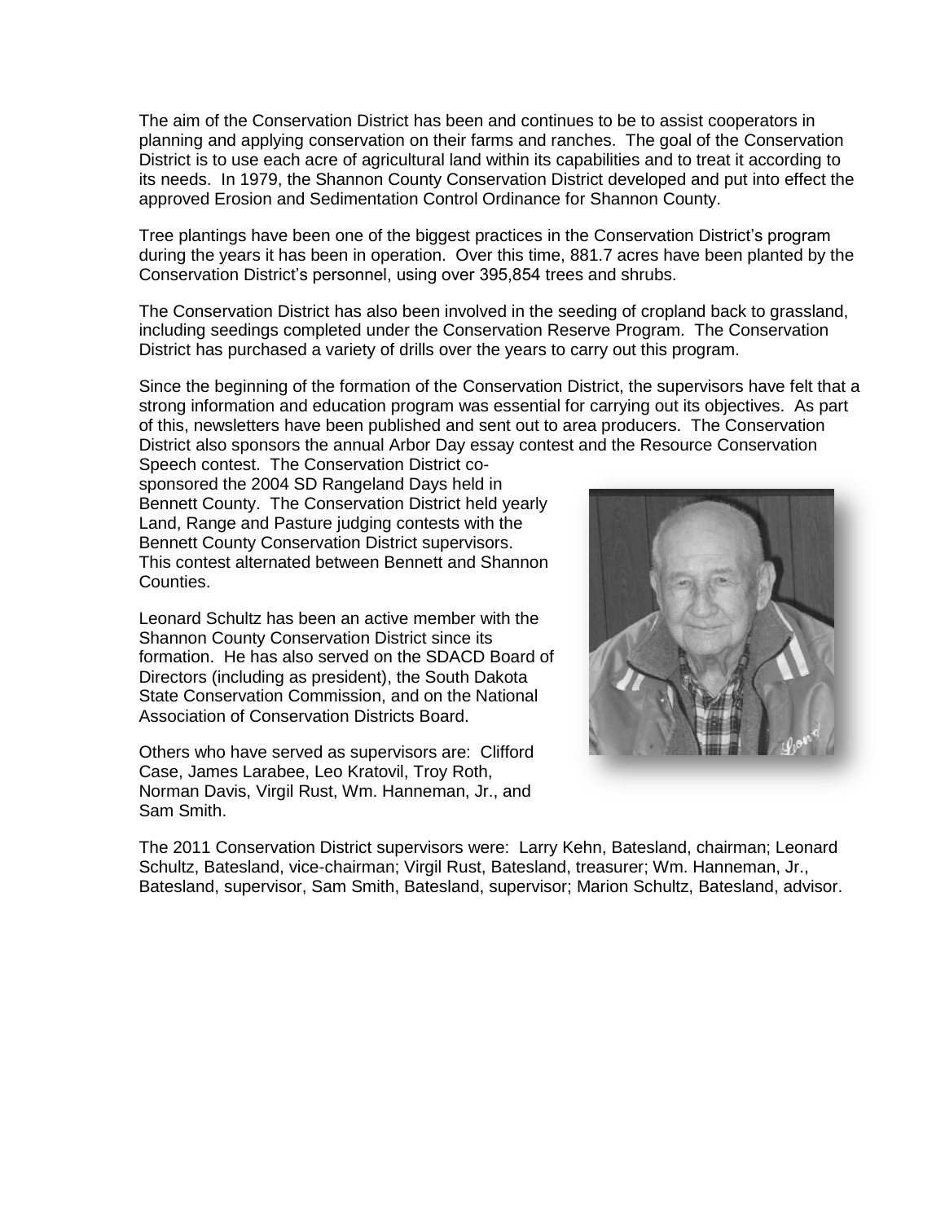The aim of the Conservation District has been and continues to be to assist cooperators in planning and applying conservation on their farms and ranches. The goal of the Conservation District is to use each acre of agricultural land within its capabilities and to treat it according to its needs. In 1979, the Shannon County Conservation District developed and put into effect the approved Erosion and Sedimentation Control Ordinance for Shannon County.

Tree plantings have been one of the biggest practices in the Conservation District's program during the years it has been in operation. Over this time, 881.7 acres have been planted by the Conservation District's personnel, using over 395,854 trees and shrubs.

The Conservation District has also been involved in the seeding of cropland back to grassland, including seedings completed under the Conservation Reserve Program. The Conservation District has purchased a variety of drills over the years to carry out this program.

Since the beginning of the formation of the Conservation District, the supervisors have felt that a strong information and education program was essential for carrying out its objectives. As part of this, newsletters have been published and sent out to area producers. The Conservation District also sponsors the annual Arbor Day essay contest and the Resource Conservation Speech contest. The Conservation District co-sponsored the 2004 SD Rangeland Days held in Bennett County. The Conservation District held yearly Land, Range and Pasture judging contests with the Bennett County Conservation District supervisors. This contest alternated between Bennett and Shannon Counties.

Leonard Schultz has been an active member with the Shannon County Conservation District since its formation. He has also served on the SDACD Board of Directors (including as president), the South Dakota State Conservation Commission, and on the National Association of Conservation Districts Board.

Others who have served as supervisors are: Clifford Case, James Larabee, Leo Kratovil, Troy Roth, Norman Davis, Virgil Rust, Wm. Hanneman, Jr., and Sam Smith.

The 2011 Conservation District supervisors were: Larry Kehn, Batesland, chairman; Leonard Schultz, Batesland, vice-chairman; Virgil Rust, Batesland, treasurer; Wm. Hanneman, Jr., Batesland, supervisor, Sam Smith, Batesland, supervisor; Marion Schultz, Batesland, advisor.